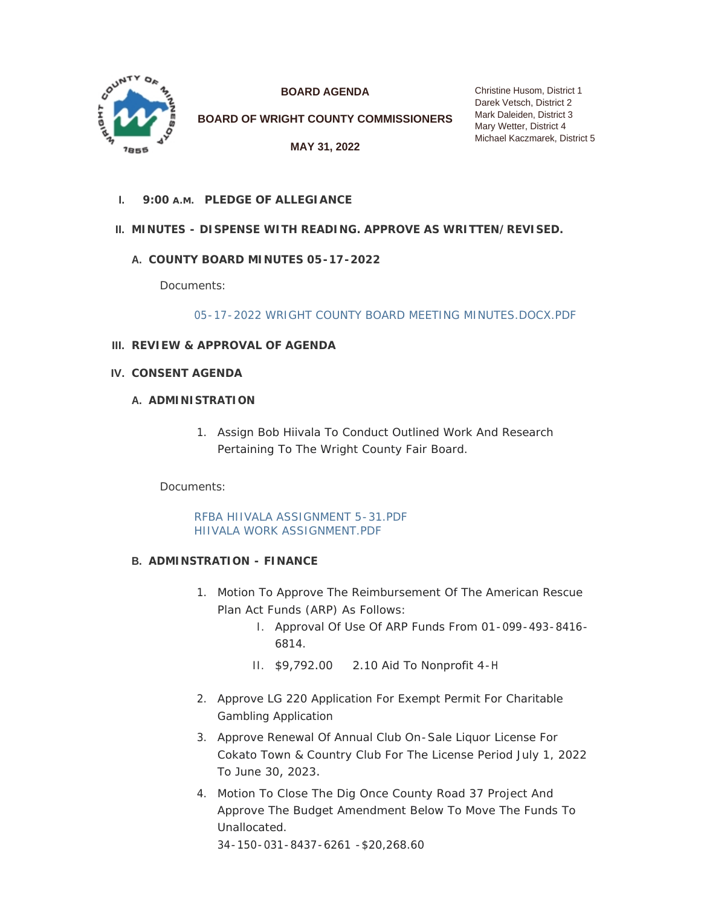**BOARD AGENDA**

**BOARD OF WRIGHT COUNTY COMMISSIONERS**

**MAY 31, 2022**

Christine Husom, District 1
Darek Vetsch, District 2
Mark Daleiden, District 3
Mary Wetter, District 4
Michael Kaczmarek, District 5

## I. 9:00 A.M. PLEDGE OF ALLEGIANCE

## II. MINUTES - DISPENSE WITH READING. APPROVE AS WRITTEN/REVISED.

### A. COUNTY BOARD MINUTES 05-17-2022

Documents:

05-17-2022 WRIGHT COUNTY BOARD MEETING MINUTES.DOCX.PDF

## III. REVIEW & APPROVAL OF AGENDA

## IV. CONSENT AGENDA

### A. ADMINISTRATION

1. Assign Bob Hiivala To Conduct Outlined Work And Research Pertaining To The Wright County Fair Board.

Documents:

RFBA HIIVALA ASSIGNMENT 5-31.PDF
HIIVALA WORK ASSIGNMENT.PDF

### B. ADMINSTRATION - FINANCE

1. Motion To Approve The Reimbursement Of The American Rescue Plan Act Funds (ARP) As Follows:
   - I. Approval Of Use Of ARP Funds From 01-099-493-8416-6814.
   - II. $9,792.00 2.10 Aid To Nonprofit 4-H
2. Approve LG 220 Application For Exempt Permit For Charitable Gambling Application
3. Approve Renewal Of Annual Club On-Sale Liquor License For Cokato Town & Country Club For The License Period July 1, 2022 To June 30, 2023.
4. Motion To Close The Dig Once County Road 37 Project And Approve The Budget Amendment Below To Move The Funds To Unallocated.
   34-150-031-8437-6261 -$20,268.60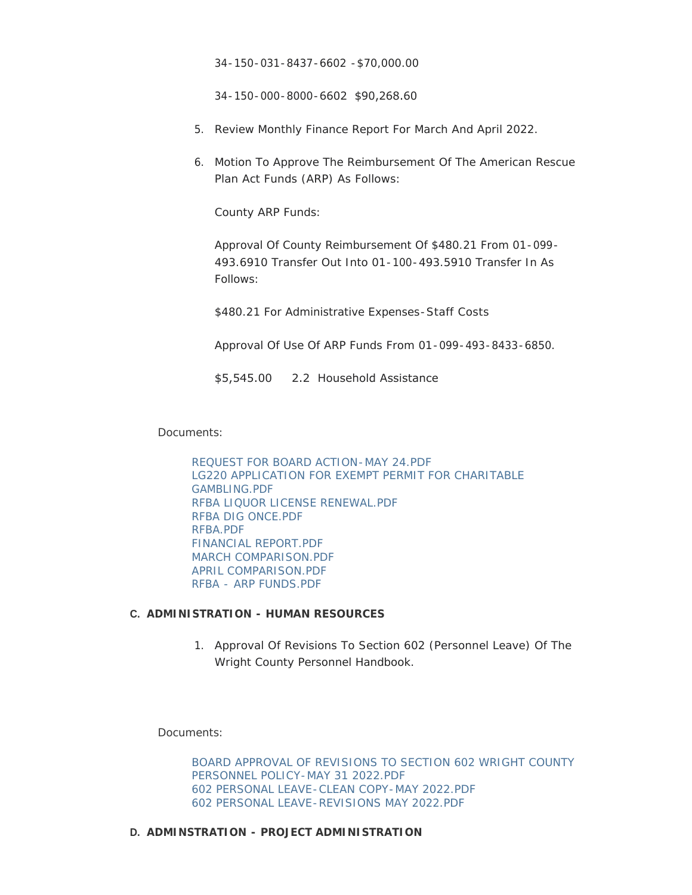34-150-031-8437-6602 -$70,000.00

34-150-000-8000-6602  $90,268.60

5. Review Monthly Finance Report For March And April 2022.

6. Motion To Approve The Reimbursement Of The American Rescue Plan Act Funds (ARP) As Follows:

   County ARP Funds:

   Approval Of County Reimbursement Of $480.21 From 01-099-493.6910 Transfer Out Into 01-100-493.5910 Transfer In As Follows:

   $480.21 For Administrative Expenses-Staff Costs

   Approval Of Use Of ARP Funds From 01-099-493-8433-6850.

   $5,545.00      2.2  Household Assistance

Documents:

REQUEST FOR BOARD ACTION-MAY 24.PDF
LG220 APPLICATION FOR EXEMPT PERMIT FOR CHARITABLE GAMBLING.PDF
RFBA LIQUOR LICENSE RENEWAL.PDF
RFBA DIG ONCE.PDF
RFBA.PDF
FINANCIAL REPORT.PDF
MARCH COMPARISON.PDF
APRIL COMPARISON.PDF
RFBA - ARP FUNDS.PDF

**C. ADMINISTRATION - HUMAN RESOURCES**

1. Approval Of Revisions To Section 602 (Personnel Leave) Of The Wright County Personnel Handbook.

Documents:

BOARD APPROVAL OF REVISIONS TO SECTION 602 WRIGHT COUNTY PERSONNEL POLICY-MAY 31 2022.PDF
602 PERSONAL LEAVE-CLEAN COPY-MAY 2022.PDF
602 PERSONAL LEAVE-REVISIONS MAY 2022.PDF

**D. ADMINSTRATION - PROJECT ADMINISTRATION**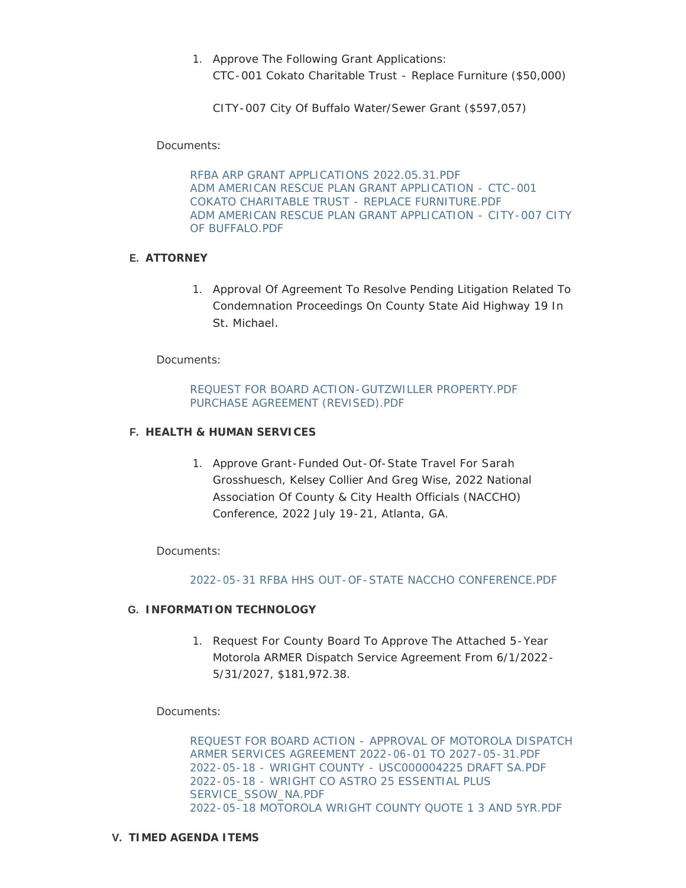1. Approve The Following Grant Applications:
   CTC-001 Cokato Charitable Trust - Replace Furniture ($50,000)

   CITY-007 City Of Buffalo Water/Sewer Grant ($597,057)

Documents:

RFBA ARP GRANT APPLICATIONS 2022.05.31.PDF
ADM AMERICAN RESCUE PLAN GRANT APPLICATION - CTC-001 COKATO CHARITABLE TRUST - REPLACE FURNITURE.PDF
ADM AMERICAN RESCUE PLAN GRANT APPLICATION - CITY-007 CITY OF BUFFALO.PDF

### E. ATTORNEY

1. Approval Of Agreement To Resolve Pending Litigation Related To Condemnation Proceedings On County State Aid Highway 19 In St. Michael.

Documents:

REQUEST FOR BOARD ACTION-GUTZWILLER PROPERTY.PDF
PURCHASE AGREEMENT (REVISED).PDF

### F. HEALTH & HUMAN SERVICES

1. Approve Grant-Funded Out-Of-State Travel For Sarah Grosshuesch, Kelsey Collier And Greg Wise, 2022 National Association Of County & City Health Officials (NACCHO) Conference, 2022 July 19-21, Atlanta, GA.

Documents:

2022-05-31 RFBA HHS OUT-OF-STATE NACCHO CONFERENCE.PDF

### G. INFORMATION TECHNOLOGY

1. Request For County Board To Approve The Attached 5-Year Motorola ARMER Dispatch Service Agreement From 6/1/2022-5/31/2027, $181,972.38.

Documents:

REQUEST FOR BOARD ACTION - APPROVAL OF MOTOROLA DISPATCH ARMER SERVICES AGREEMENT 2022-06-01 TO 2027-05-31.PDF
2022-05-18 - WRIGHT COUNTY - USC000004225 DRAFT SA.PDF
2022-05-18 - WRIGHT CO ASTRO 25 ESSENTIAL PLUS SERVICE_SSOW_NA.PDF
2022-05-18 MOTOROLA WRIGHT COUNTY QUOTE 1 3 AND 5YR.PDF

## V. TIMED AGENDA ITEMS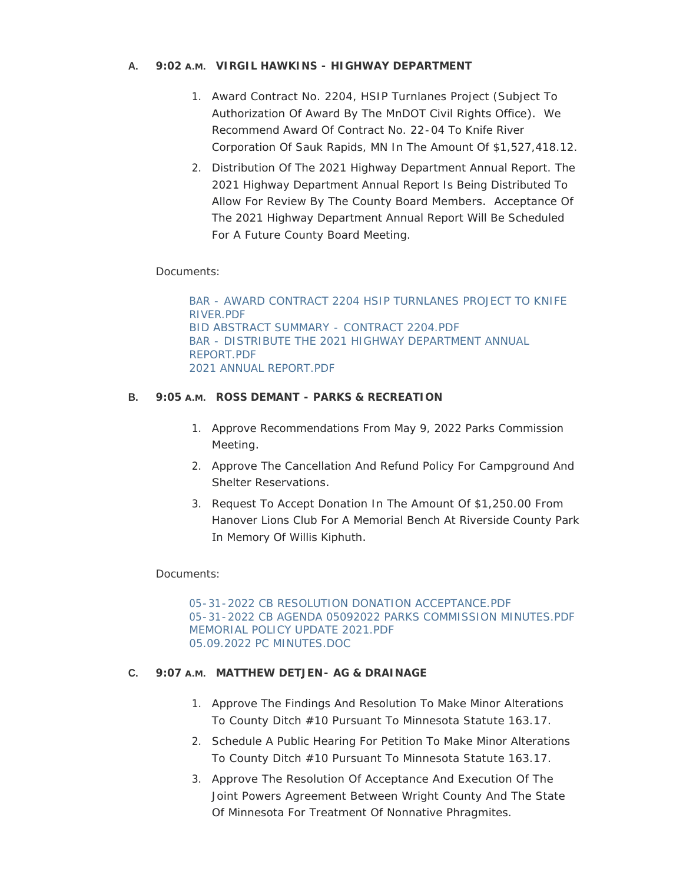**A. 9:02 A.M. VIRGIL HAWKINS - HIGHWAY DEPARTMENT**

1. Award Contract No. 2204, HSIP Turnlanes Project (Subject To Authorization Of Award By The MnDOT Civil Rights Office). We Recommend Award Of Contract No. 22-04 To Knife River Corporation Of Sauk Rapids, MN In The Amount Of $1,527,418.12.
2. Distribution Of The 2021 Highway Department Annual Report. The 2021 Highway Department Annual Report Is Being Distributed To Allow For Review By The County Board Members. Acceptance Of The 2021 Highway Department Annual Report Will Be Scheduled For A Future County Board Meeting.

Documents:

BAR - AWARD CONTRACT 2204 HSIP TURNLANES PROJECT TO KNIFE RIVER.PDF
BID ABSTRACT SUMMARY - CONTRACT 2204.PDF
BAR - DISTRIBUTE THE 2021 HIGHWAY DEPARTMENT ANNUAL REPORT.PDF
2021 ANNUAL REPORT.PDF

**B. 9:05 A.M. ROSS DEMANT - PARKS & RECREATION**

1. Approve Recommendations From May 9, 2022 Parks Commission Meeting.
2. Approve The Cancellation And Refund Policy For Campground And Shelter Reservations.
3. Request To Accept Donation In The Amount Of $1,250.00 From Hanover Lions Club For A Memorial Bench At Riverside County Park In Memory Of Willis Kiphuth.

Documents:

05-31-2022 CB RESOLUTION DONATION ACCEPTANCE.PDF
05-31-2022 CB AGENDA 05092022 PARKS COMMISSION MINUTES.PDF
MEMORIAL POLICY UPDATE 2021.PDF
05.09.2022 PC MINUTES.DOC

**C. 9:07 A.M. MATTHEW DETJEN- AG & DRAINAGE**

1. Approve The Findings And Resolution To Make Minor Alterations To County Ditch #10 Pursuant To Minnesota Statute 163.17.
2. Schedule A Public Hearing For Petition To Make Minor Alterations To County Ditch #10 Pursuant To Minnesota Statute 163.17.
3. Approve The Resolution Of Acceptance And Execution Of The Joint Powers Agreement Between Wright County And The State Of Minnesota For Treatment Of Nonnative Phragmites.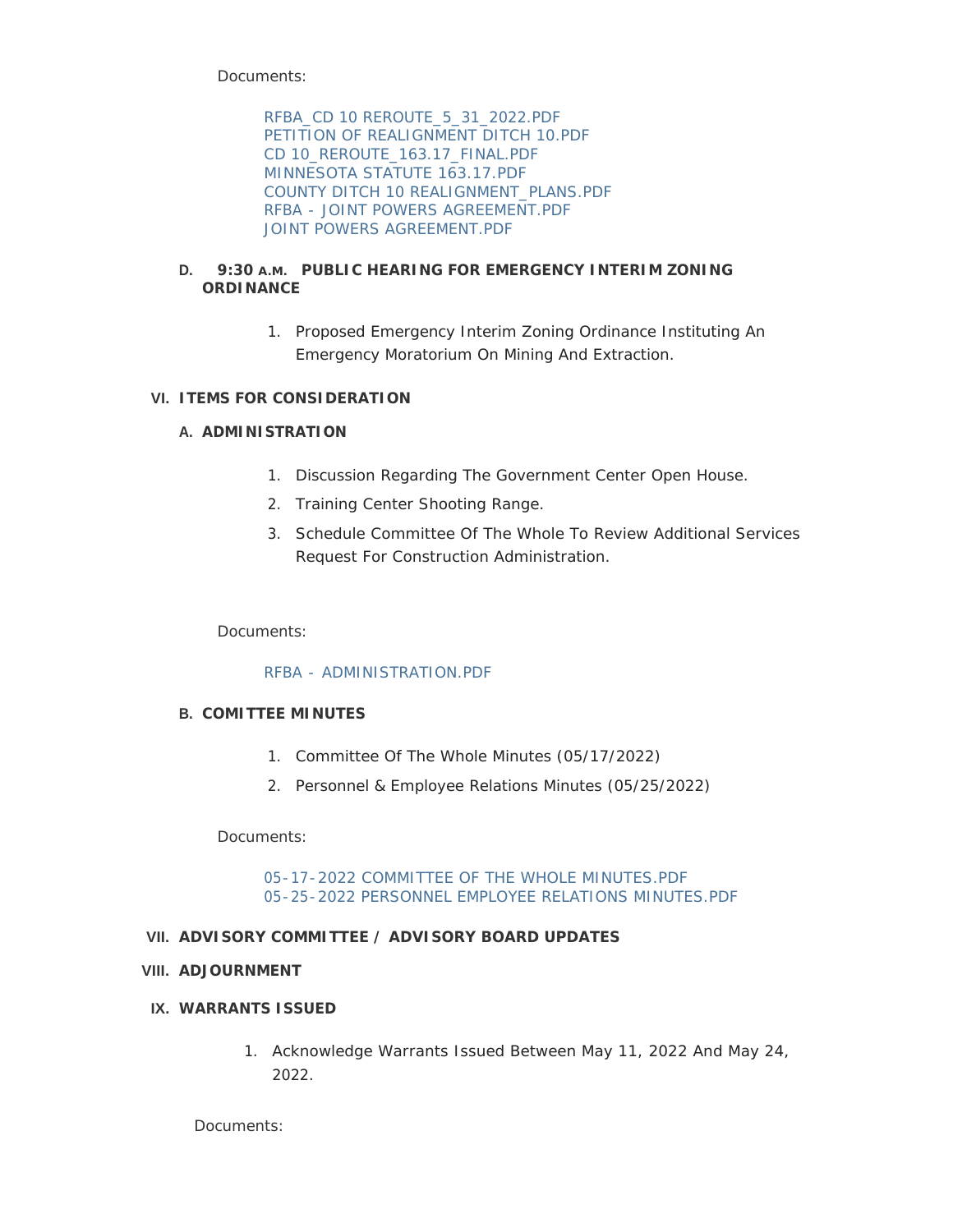Documents:

RFBA_CD 10 REROUTE_5_31_2022.PDF
PETITION OF REALIGNMENT DITCH 10.PDF
CD 10_REROUTE_163.17_FINAL.PDF
MINNESOTA STATUTE 163.17.PDF
COUNTY DITCH 10 REALIGNMENT_PLANS.PDF
RFBA - JOINT POWERS AGREEMENT.PDF
JOINT POWERS AGREEMENT.PDF

### D. 9:30 A.M. PUBLIC HEARING FOR EMERGENCY INTERIM ZONING ORDINANCE

1. Proposed Emergency Interim Zoning Ordinance Instituting An Emergency Moratorium On Mining And Extraction.

## VI. ITEMS FOR CONSIDERATION

### A. ADMINISTRATION

1. Discussion Regarding The Government Center Open House.
2. Training Center Shooting Range.
3. Schedule Committee Of The Whole To Review Additional Services Request For Construction Administration.

Documents:

RFBA - ADMINISTRATION.PDF

### B. COMITTEE MINUTES

1. Committee Of The Whole Minutes (05/17/2022)
2. Personnel & Employee Relations Minutes (05/25/2022)

Documents:

05-17-2022 COMMITTEE OF THE WHOLE MINUTES.PDF
05-25-2022 PERSONNEL EMPLOYEE RELATIONS MINUTES.PDF

## VII. ADVISORY COMMITTEE / ADVISORY BOARD UPDATES

## VIII. ADJOURNMENT

## IX. WARRANTS ISSUED

1. Acknowledge Warrants Issued Between May 11, 2022 And May 24, 2022.

Documents: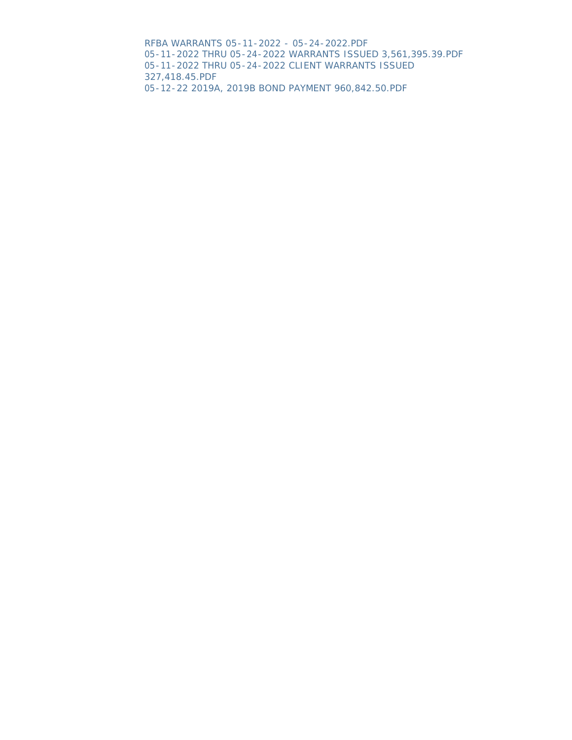RFBA WARRANTS 05-11-2022 - 05-24-2022.PDF
05-11-2022 THRU 05-24-2022 WARRANTS ISSUED 3,561,395.39.PDF
05-11-2022 THRU 05-24-2022 CLIENT WARRANTS ISSUED 327,418.45.PDF
05-12-22 2019A, 2019B BOND PAYMENT 960,842.50.PDF